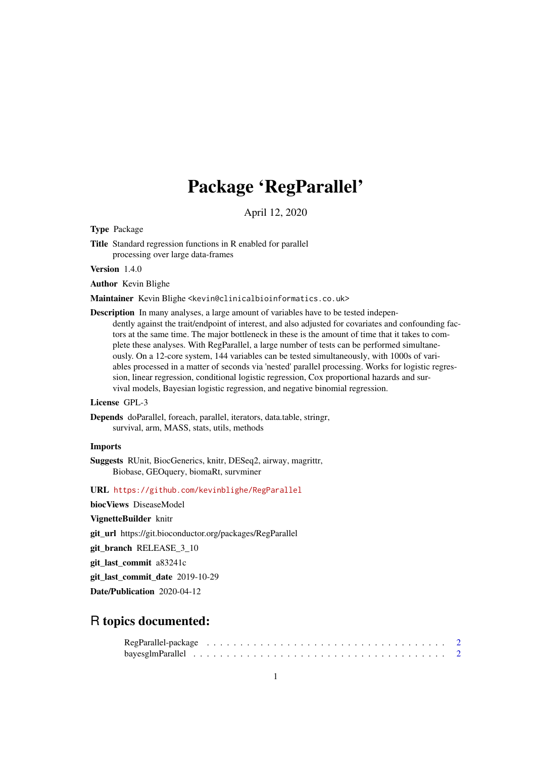# Package 'RegParallel'

April 12, 2020

**Type** Package

**Title** Standard regression functions in R enabled for parallel processing over large data-frames

**Version** 1.4.0

**Author** Kevin Blighe

**Maintainer** Kevin Blighe <kevin@clinicalbioinformatics.co.uk>

**Description** In many analyses, a large amount of variables have to be tested independently against the trait/endpoint of interest, and also adjusted for covariates and confounding factors at the same time. The major bottleneck in these is the amount of time that it takes to complete these analyses. With RegParallel, a large number of tests can be performed simultaneously. On a 12-core system, 144 variables can be tested simultaneously, with 1000s of variables processed in a matter of seconds via 'nested' parallel processing. Works for logistic regression, linear regression, conditional logistic regression, Cox proportional hazards and survival models, Bayesian logistic regression, and negative binomial regression.

**License** GPL-3

**Depends** doParallel, foreach, parallel, iterators, data.table, stringr, survival, arm, MASS, stats, utils, methods

**Imports**

**Suggests** RUnit, BiocGenerics, knitr, DESeq2, airway, magrittr, Biobase, GEOquery, biomaRt, survminer

**URL** https://github.com/kevinblighe/RegParallel

**biocViews** DiseaseModel

**VignetteBuilder** knitr

**git_url** https://git.bioconductor.org/packages/RegParallel

**git_branch** RELEASE_3_10

**git_last_commit** a83241c

**git_last_commit_date** 2019-10-29

**Date/Publication** 2020-04-12

## R topics documented:

RegParallel-package . . . . . . . . . . . . . . . . . . . . . . . . . . . . . . . . . . . 2
bayesglmParallel . . . . . . . . . . . . . . . . . . . . . . . . . . . . . . . . . . . 2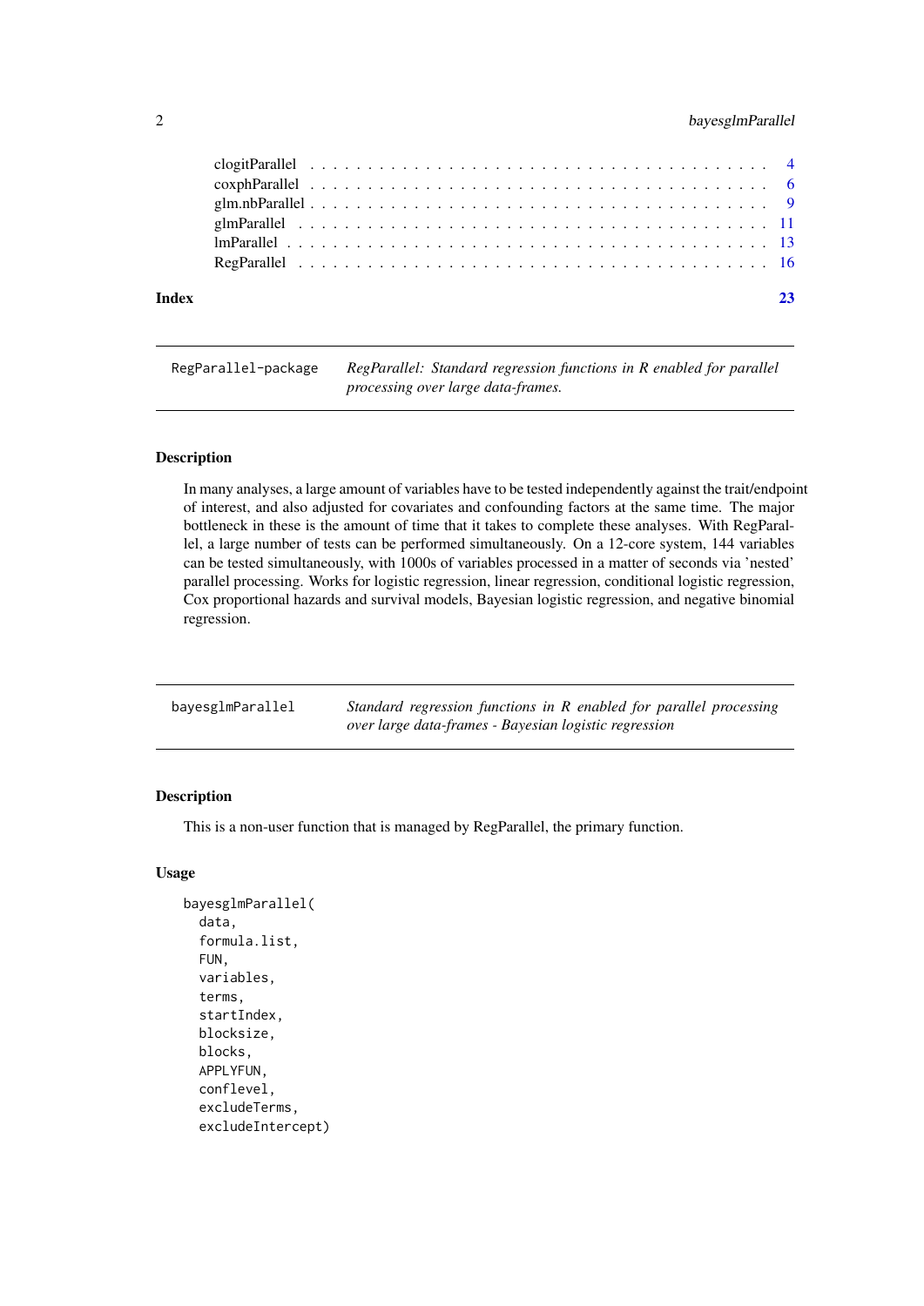| | |
|---|---|
| clogitParallel | 4 |
| coxphParallel | 6 |
| glm.nbParallel | 9 |
| glmParallel | 11 |
| lmParallel | 13 |
| RegParallel | 16 |

**Index** 23

---

## RegParallel-package — *RegParallel: Standard regression functions in R enabled for parallel processing over large data-frames.*

### Description

In many analyses, a large amount of variables have to be tested independently against the trait/endpoint of interest, and also adjusted for covariates and confounding factors at the same time. The major bottleneck in these is the amount of time that it takes to complete these analyses. With RegParallel, a large number of tests can be performed simultaneously. On a 12-core system, 144 variables can be tested simultaneously, with 1000s of variables processed in a matter of seconds via 'nested' parallel processing. Works for logistic regression, linear regression, conditional logistic regression, Cox proportional hazards and survival models, Bayesian logistic regression, and negative binomial regression.

---

## bayesglmParallel — *Standard regression functions in R enabled for parallel processing over large data-frames - Bayesian logistic regression*

### Description

This is a non-user function that is managed by RegParallel, the primary function.

### Usage

```
bayesglmParallel(
  data,
  formula.list,
  FUN,
  variables,
  terms,
  startIndex,
  blocksize,
  blocks,
  APPLYFUN,
  conflevel,
  excludeTerms,
  excludeIntercept)
```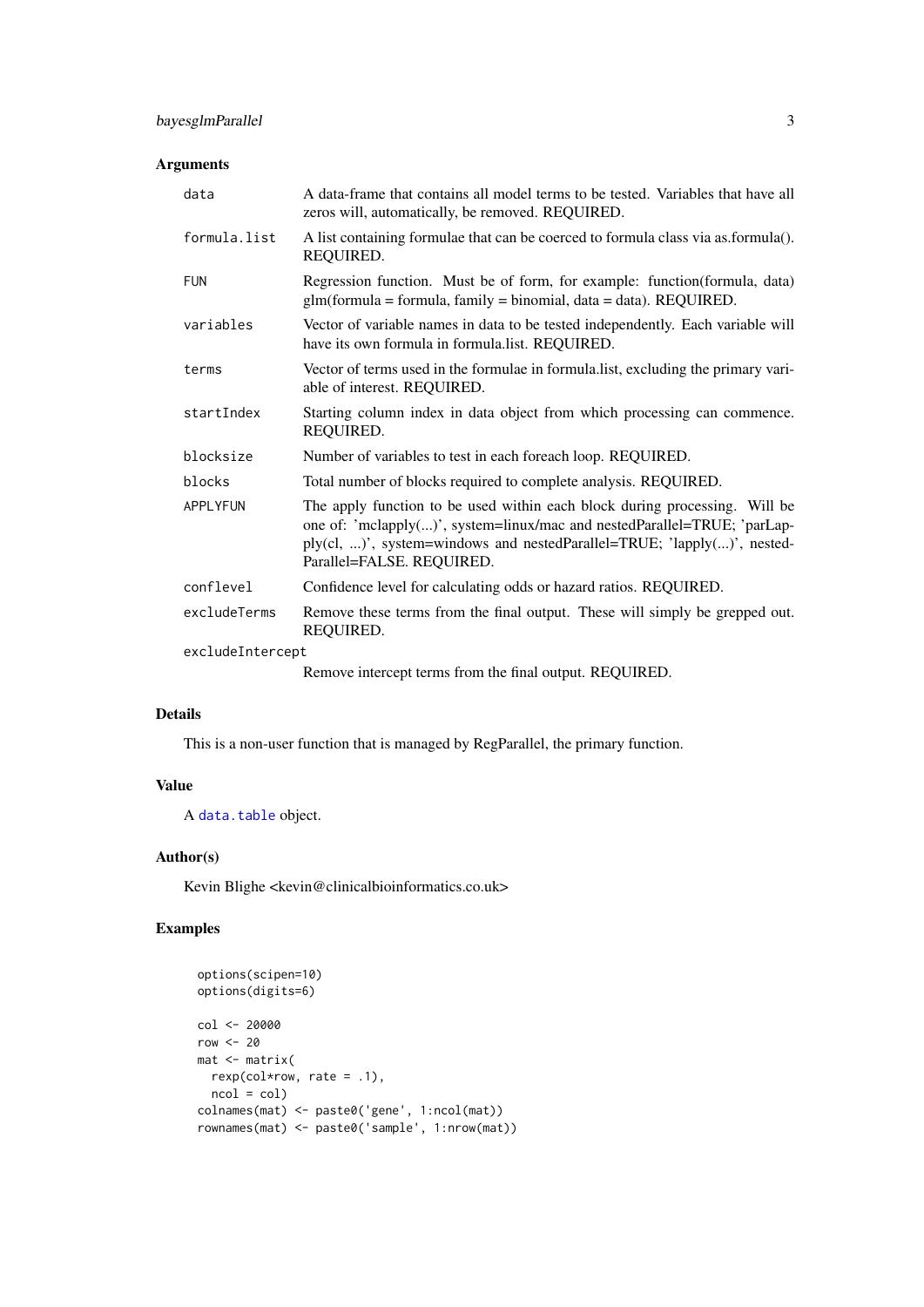## Arguments

- `data` — A data-frame that contains all model terms to be tested. Variables that have all zeros will, automatically, be removed. REQUIRED.
- `formula.list` — A list containing formulae that can be coerced to formula class via as.formula(). REQUIRED.
- `FUN` — Regression function. Must be of form, for example: function(formula, data) glm(formula = formula, family = binomial, data = data). REQUIRED.
- `variables` — Vector of variable names in data to be tested independently. Each variable will have its own formula in formula.list. REQUIRED.
- `terms` — Vector of terms used in the formulae in formula.list, excluding the primary variable of interest. REQUIRED.
- `startIndex` — Starting column index in data object from which processing can commence. REQUIRED.
- `blocksize` — Number of variables to test in each foreach loop. REQUIRED.
- `blocks` — Total number of blocks required to complete analysis. REQUIRED.
- `APPLYFUN` — The apply function to be used within each block during processing. Will be one of: 'mclapply(...)', system=linux/mac and nestedParallel=TRUE; 'parLapply(cl, ...)', system=windows and nestedParallel=TRUE; 'lapply(...)', nestedParallel=FALSE. REQUIRED.
- `conflevel` — Confidence level for calculating odds or hazard ratios. REQUIRED.
- `excludeTerms` — Remove these terms from the final output. These will simply be grepped out. REQUIRED.
- `excludeIntercept` — Remove intercept terms from the final output. REQUIRED.

## Details

This is a non-user function that is managed by RegParallel, the primary function.

## Value

A `data.table` object.

## Author(s)

Kevin Blighe <kevin@clinicalbioinformatics.co.uk>

## Examples

```
options(scipen=10)
options(digits=6)

col <- 20000
row <- 20
mat <- matrix(
  rexp(col*row, rate = .1),
  ncol = col)
colnames(mat) <- paste0('gene', 1:ncol(mat))
rownames(mat) <- paste0('sample', 1:nrow(mat))
```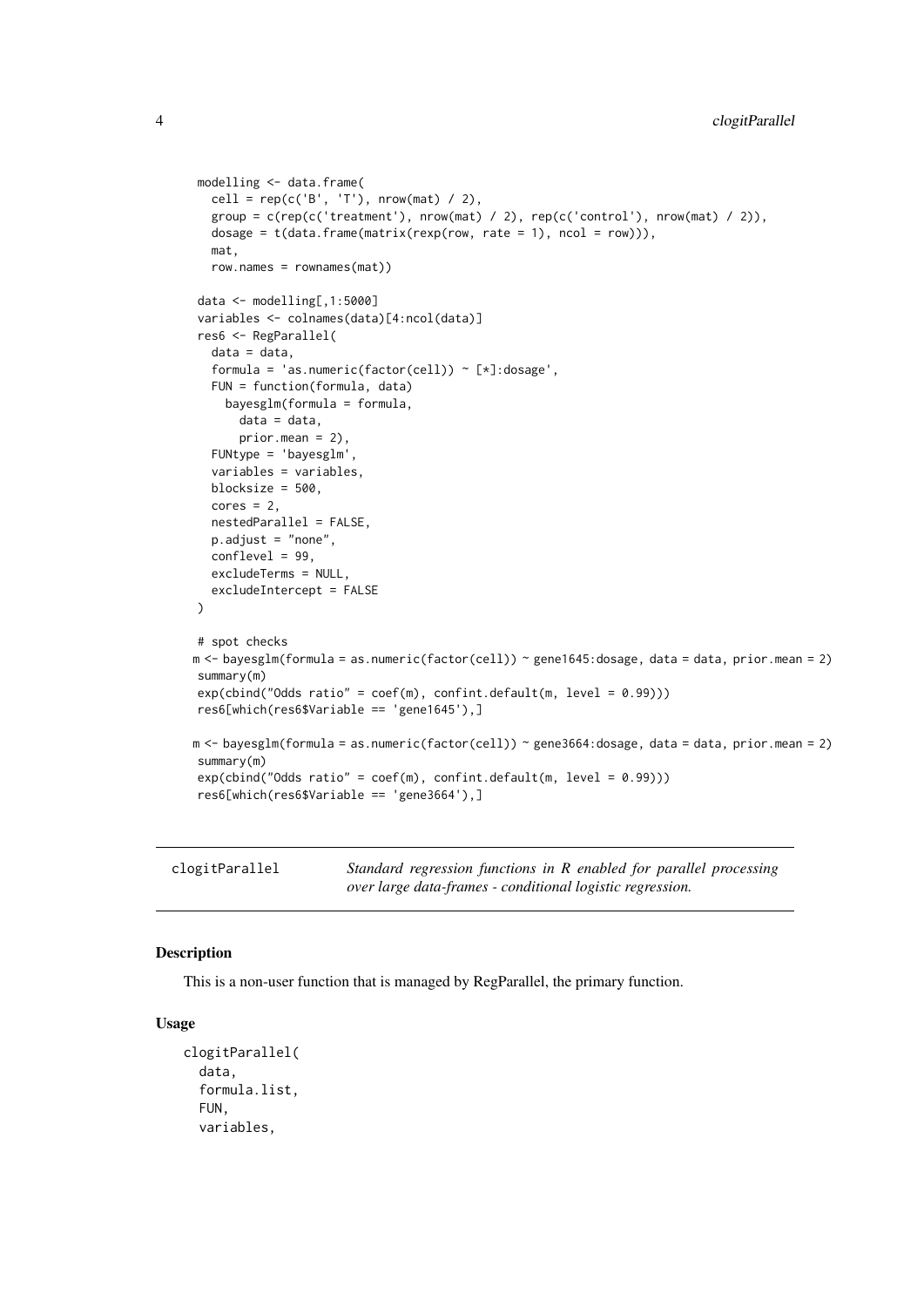```
modelling <- data.frame(
  cell = rep(c('B', 'T'), nrow(mat) / 2),
  group = c(rep(c('treatment'), nrow(mat) / 2), rep(c('control'), nrow(mat) / 2)),
  dosage = t(data.frame(matrix(rexp(row, rate = 1), ncol = row))),
  mat,
  row.names = rownames(mat))

data <- modelling[,1:5000]
variables <- colnames(data)[4:ncol(data)]
res6 <- RegParallel(
  data = data,
  formula = 'as.numeric(factor(cell)) ~ [*]:dosage',
  FUN = function(formula, data)
    bayesglm(formula = formula,
      data = data,
      prior.mean = 2),
  FUNtype = 'bayesglm',
  variables = variables,
  blocksize = 500,
  cores = 2,
  nestedParallel = FALSE,
  p.adjust = "none",
  conflevel = 99,
  excludeTerms = NULL,
  excludeIntercept = FALSE
)

# spot checks
m <- bayesglm(formula = as.numeric(factor(cell)) ~ gene1645:dosage, data = data, prior.mean = 2)
summary(m)
exp(cbind("Odds ratio" = coef(m), confint.default(m, level = 0.99)))
res6[which(res6$Variable == 'gene1645'),]

m <- bayesglm(formula = as.numeric(factor(cell)) ~ gene3664:dosage, data = data, prior.mean = 2)
summary(m)
exp(cbind("Odds ratio" = coef(m), confint.default(m, level = 0.99)))
res6[which(res6$Variable == 'gene3664'),]
```

---

`clogitParallel` — *Standard regression functions in R enabled for parallel processing over large data-frames - conditional logistic regression.*

---

## Description

This is a non-user function that is managed by RegParallel, the primary function.

## Usage

```
clogitParallel(
  data,
  formula.list,
  FUN,
  variables,
```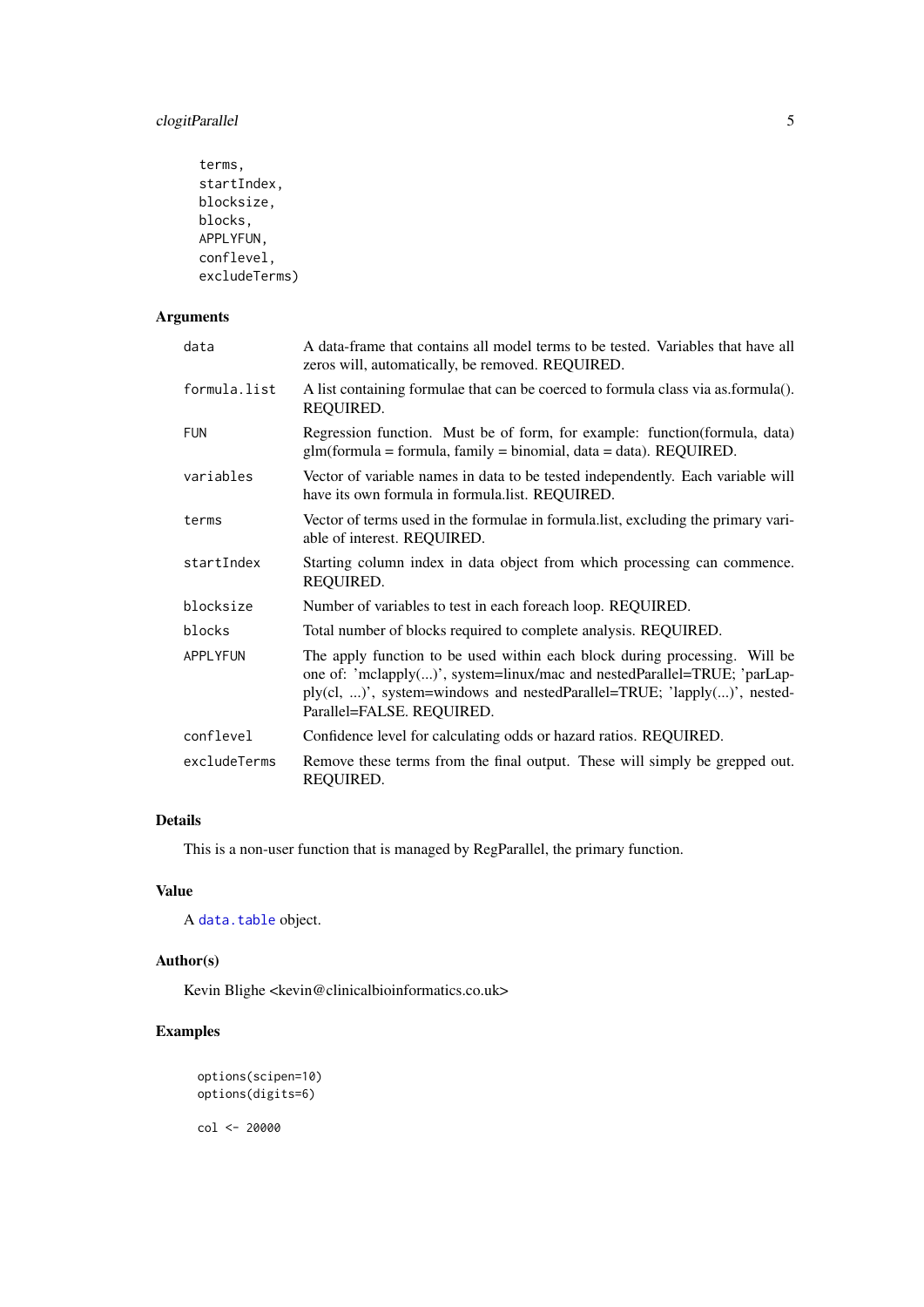```
  terms,
  startIndex,
  blocksize,
  blocks,
  APPLYFUN,
  conflevel,
  excludeTerms)
```

## Arguments

| | |
|---|---|
| `data` | A data-frame that contains all model terms to be tested. Variables that have all zeros will, automatically, be removed. REQUIRED. |
| `formula.list` | A list containing formulae that can be coerced to formula class via as.formula(). REQUIRED. |
| `FUN` | Regression function. Must be of form, for example: function(formula, data) glm(formula = formula, family = binomial, data = data). REQUIRED. |
| `variables` | Vector of variable names in data to be tested independently. Each variable will have its own formula in formula.list. REQUIRED. |
| `terms` | Vector of terms used in the formulae in formula.list, excluding the primary variable of interest. REQUIRED. |
| `startIndex` | Starting column index in data object from which processing can commence. REQUIRED. |
| `blocksize` | Number of variables to test in each foreach loop. REQUIRED. |
| `blocks` | Total number of blocks required to complete analysis. REQUIRED. |
| `APPLYFUN` | The apply function to be used within each block during processing. Will be one of: 'mclapply(...)', system=linux/mac and nestedParallel=TRUE; 'parLapply(cl, ...)', system=windows and nestedParallel=TRUE; 'lapply(...)', nestedParallel=FALSE. REQUIRED. |
| `conflevel` | Confidence level for calculating odds or hazard ratios. REQUIRED. |
| `excludeTerms` | Remove these terms from the final output. These will simply be grepped out. REQUIRED. |

## Details

This is a non-user function that is managed by RegParallel, the primary function.

## Value

A `data.table` object.

## Author(s)

Kevin Blighe <kevin@clinicalbioinformatics.co.uk>

## Examples

```
options(scipen=10)
options(digits=6)

col <- 20000
```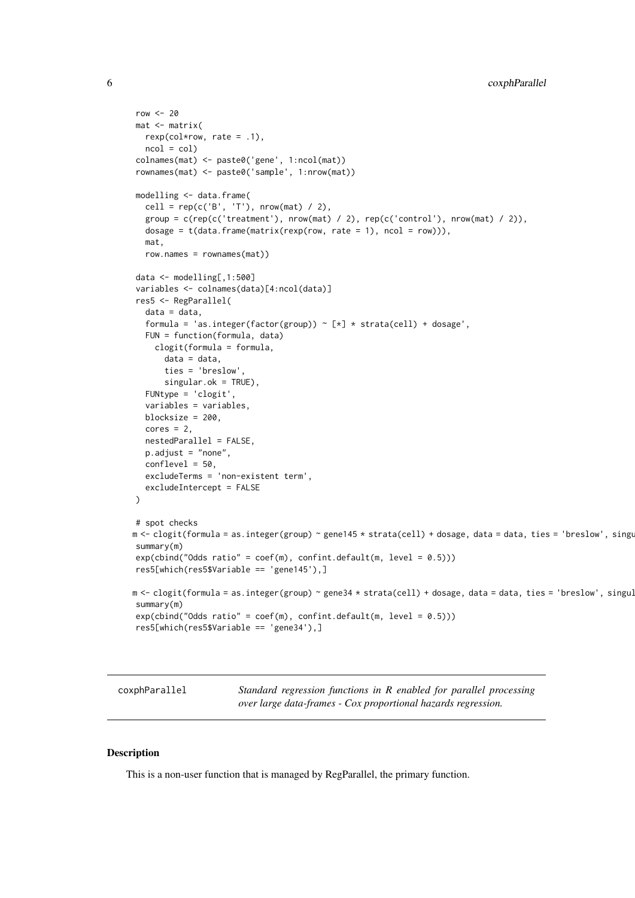```
row <- 20
mat <- matrix(
  rexp(col*row, rate = .1),
  ncol = col)
colnames(mat) <- paste0('gene', 1:ncol(mat))
rownames(mat) <- paste0('sample', 1:nrow(mat))

modelling <- data.frame(
  cell = rep(c('B', 'T'), nrow(mat) / 2),
  group = c(rep(c('treatment'), nrow(mat) / 2), rep(c('control'), nrow(mat) / 2)),
  dosage = t(data.frame(matrix(rexp(row, rate = 1), ncol = row))),
  mat,
  row.names = rownames(mat))

data <- modelling[,1:500]
variables <- colnames(data)[4:ncol(data)]
res5 <- RegParallel(
  data = data,
  formula = 'as.integer(factor(group)) ~ [*] * strata(cell) + dosage',
  FUN = function(formula, data)
    clogit(formula = formula,
      data = data,
      ties = 'breslow',
      singular.ok = TRUE),
  FUNtype = 'clogit',
  variables = variables,
  blocksize = 200,
  cores = 2,
  nestedParallel = FALSE,
  p.adjust = "none",
  conflevel = 50,
  excludeTerms = 'non-existent term',
  excludeIntercept = FALSE
)

# spot checks
m <- clogit(formula = as.integer(group) ~ gene145 * strata(cell) + dosage, data = data, ties = 'breslow', singu
summary(m)
exp(cbind("Odds ratio" = coef(m), confint.default(m, level = 0.5)))
res5[which(res5$Variable == 'gene145'),]

m <- clogit(formula = as.integer(group) ~ gene34 * strata(cell) + dosage, data = data, ties = 'breslow', singul
summary(m)
exp(cbind("Odds ratio" = coef(m), confint.default(m, level = 0.5)))
res5[which(res5$Variable == 'gene34'),]
```

---

`coxphParallel` *Standard regression functions in R enabled for parallel processing over large data-frames - Cox proportional hazards regression.*

---

## Description

This is a non-user function that is managed by RegParallel, the primary function.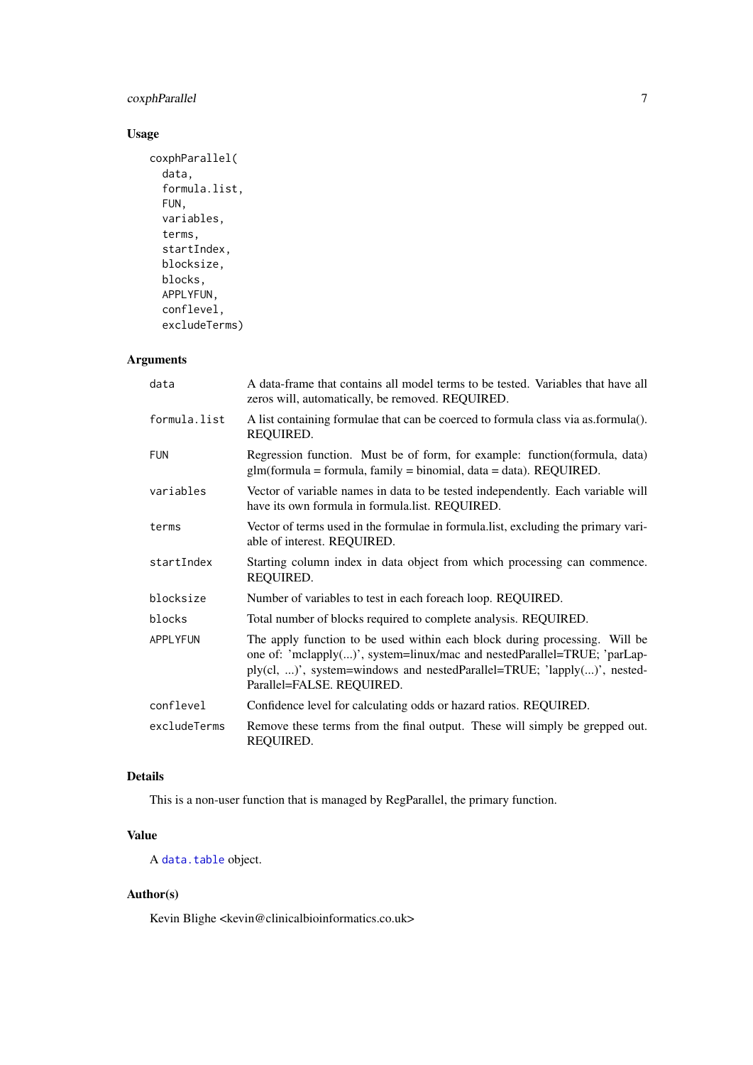## Usage

```
coxphParallel(
  data,
  formula.list,
  FUN,
  variables,
  terms,
  startIndex,
  blocksize,
  blocks,
  APPLYFUN,
  conflevel,
  excludeTerms)
```

## Arguments

| | |
|---|---|
| data | A data-frame that contains all model terms to be tested. Variables that have all zeros will, automatically, be removed. REQUIRED. |
| formula.list | A list containing formulae that can be coerced to formula class via as.formula(). REQUIRED. |
| FUN | Regression function. Must be of form, for example: function(formula, data) glm(formula = formula, family = binomial, data = data). REQUIRED. |
| variables | Vector of variable names in data to be tested independently. Each variable will have its own formula in formula.list. REQUIRED. |
| terms | Vector of terms used in the formulae in formula.list, excluding the primary variable of interest. REQUIRED. |
| startIndex | Starting column index in data object from which processing can commence. REQUIRED. |
| blocksize | Number of variables to test in each foreach loop. REQUIRED. |
| blocks | Total number of blocks required to complete analysis. REQUIRED. |
| APPLYFUN | The apply function to be used within each block during processing. Will be one of: 'mclapply(...)', system=linux/mac and nestedParallel=TRUE; 'parLapply(cl, ...)', system=windows and nestedParallel=TRUE; 'lapply(...)', nestedParallel=FALSE. REQUIRED. |
| conflevel | Confidence level for calculating odds or hazard ratios. REQUIRED. |
| excludeTerms | Remove these terms from the final output. These will simply be grepped out. REQUIRED. |

## Details

This is a non-user function that is managed by RegParallel, the primary function.

## Value

A data.table object.

## Author(s)

Kevin Blighe <kevin@clinicalbioinformatics.co.uk>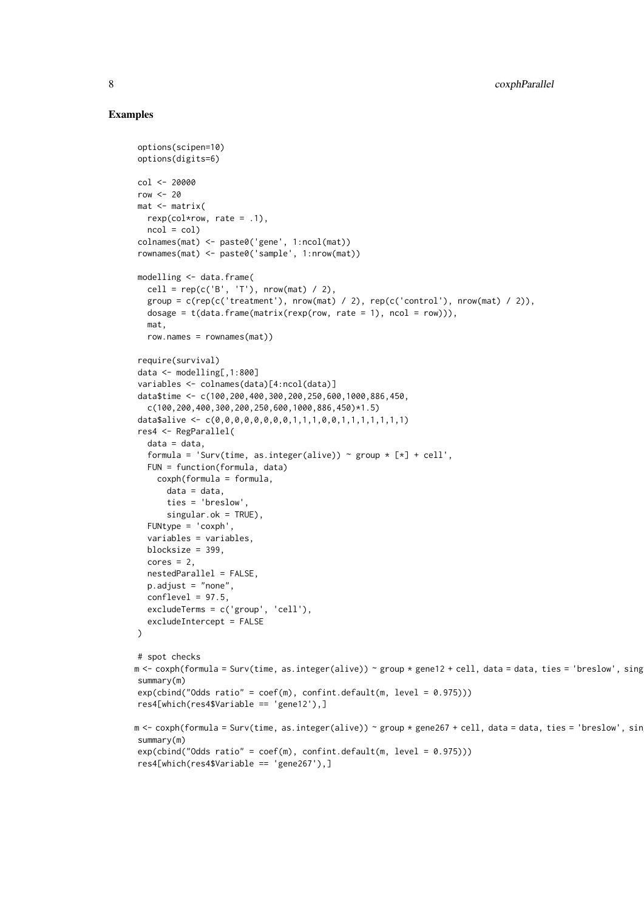## Examples

```
options(scipen=10)
options(digits=6)

col <- 20000
row <- 20
mat <- matrix(
  rexp(col*row, rate = .1),
  ncol = col)
colnames(mat) <- paste0('gene', 1:ncol(mat))
rownames(mat) <- paste0('sample', 1:nrow(mat))

modelling <- data.frame(
  cell = rep(c('B', 'T'), nrow(mat) / 2),
  group = c(rep(c('treatment'), nrow(mat) / 2), rep(c('control'), nrow(mat) / 2)),
  dosage = t(data.frame(matrix(rexp(row, rate = 1), ncol = row))),
  mat,
  row.names = rownames(mat))

require(survival)
data <- modelling[,1:800]
variables <- colnames(data)[4:ncol(data)]
data$time <- c(100,200,400,300,200,250,600,1000,886,450,
  c(100,200,400,300,200,250,600,1000,886,450)*1.5)
data$alive <- c(0,0,0,0,0,0,0,0,1,1,1,0,0,1,1,1,1,1,1,1)
res4 <- RegParallel(
  data = data,
  formula = 'Surv(time, as.integer(alive)) ~ group * [*] + cell',
  FUN = function(formula, data)
    coxph(formula = formula,
      data = data,
      ties = 'breslow',
      singular.ok = TRUE),
  FUNtype = 'coxph',
  variables = variables,
  blocksize = 399,
  cores = 2,
  nestedParallel = FALSE,
  p.adjust = "none",
  conflevel = 97.5,
  excludeTerms = c('group', 'cell'),
  excludeIntercept = FALSE
)

# spot checks
m <- coxph(formula = Surv(time, as.integer(alive)) ~ group * gene12 + cell, data = data, ties = 'breslow', sing
summary(m)
exp(cbind("Odds ratio" = coef(m), confint.default(m, level = 0.975)))
res4[which(res4$Variable == 'gene12'),]

m <- coxph(formula = Surv(time, as.integer(alive)) ~ group * gene267 + cell, data = data, ties = 'breslow', sin
summary(m)
exp(cbind("Odds ratio" = coef(m), confint.default(m, level = 0.975)))
res4[which(res4$Variable == 'gene267'),]
```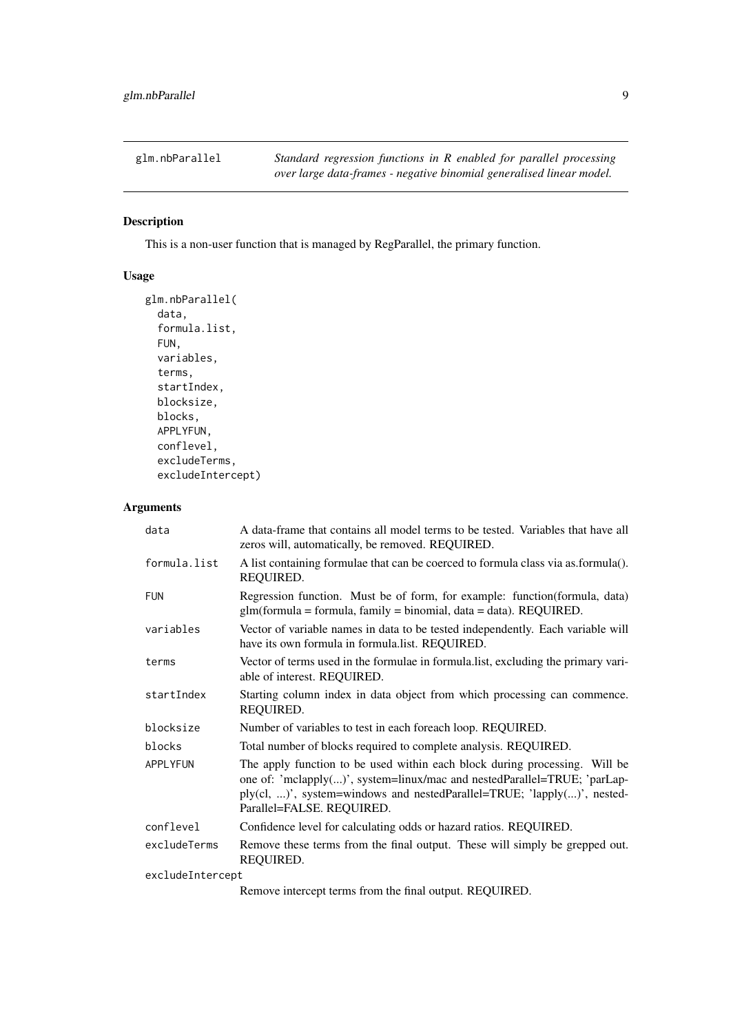`glm.nbParallel` *Standard regression functions in R enabled for parallel processing over large data-frames - negative binomial generalised linear model.*

## Description

This is a non-user function that is managed by RegParallel, the primary function.

## Usage

```
glm.nbParallel(
  data,
  formula.list,
  FUN,
  variables,
  terms,
  startIndex,
  blocksize,
  blocks,
  APPLYFUN,
  conflevel,
  excludeTerms,
  excludeIntercept)
```

## Arguments

| Argument | Description |
|---|---|
| `data` | A data-frame that contains all model terms to be tested. Variables that have all zeros will, automatically, be removed. REQUIRED. |
| `formula.list` | A list containing formulae that can be coerced to formula class via as.formula(). REQUIRED. |
| `FUN` | Regression function. Must be of form, for example: function(formula, data) glm(formula = formula, family = binomial, data = data). REQUIRED. |
| `variables` | Vector of variable names in data to be tested independently. Each variable will have its own formula in formula.list. REQUIRED. |
| `terms` | Vector of terms used in the formulae in formula.list, excluding the primary variable of interest. REQUIRED. |
| `startIndex` | Starting column index in data object from which processing can commence. REQUIRED. |
| `blocksize` | Number of variables to test in each foreach loop. REQUIRED. |
| `blocks` | Total number of blocks required to complete analysis. REQUIRED. |
| `APPLYFUN` | The apply function to be used within each block during processing. Will be one of: 'mclapply(...)', system=linux/mac and nestedParallel=TRUE; 'parLapply(cl, ...)', system=windows and nestedParallel=TRUE; 'lapply(...)', nestedParallel=FALSE. REQUIRED. |
| `conflevel` | Confidence level for calculating odds or hazard ratios. REQUIRED. |
| `excludeTerms` | Remove these terms from the final output. These will simply be grepped out. REQUIRED. |
| `excludeIntercept` | Remove intercept terms from the final output. REQUIRED. |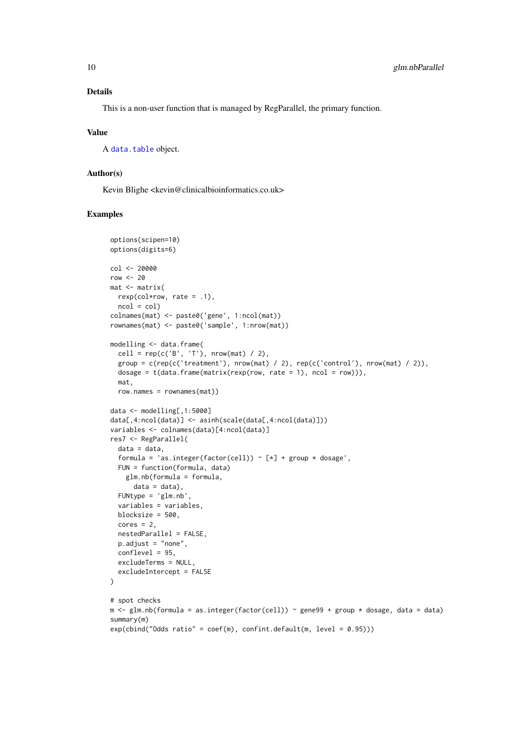### Details

This is a non-user function that is managed by RegParallel, the primary function.

### Value

A `data.table` object.

### Author(s)

Kevin Blighe <kevin@clinicalbioinformatics.co.uk>

### Examples

```
options(scipen=10)
options(digits=6)

col <- 20000
row <- 20
mat <- matrix(
  rexp(col*row, rate = .1),
  ncol = col)
colnames(mat) <- paste0('gene', 1:ncol(mat))
rownames(mat) <- paste0('sample', 1:nrow(mat))

modelling <- data.frame(
  cell = rep(c('B', 'T'), nrow(mat) / 2),
  group = c(rep(c('treatment'), nrow(mat) / 2), rep(c('control'), nrow(mat) / 2)),
  dosage = t(data.frame(matrix(rexp(row, rate = 1), ncol = row))),
  mat,
  row.names = rownames(mat))

data <- modelling[,1:5000]
data[,4:ncol(data)] <- asinh(scale(data[,4:ncol(data)]))
variables <- colnames(data)[4:ncol(data)]
res7 <- RegParallel(
  data = data,
  formula = 'as.integer(factor(cell)) ~ [*] + group * dosage',
  FUN = function(formula, data)
    glm.nb(formula = formula,
      data = data),
  FUNtype = 'glm.nb',
  variables = variables,
  blocksize = 500,
  cores = 2,
  nestedParallel = FALSE,
  p.adjust = "none",
  conflevel = 95,
  excludeTerms = NULL,
  excludeIntercept = FALSE
)

# spot checks
m <- glm.nb(formula = as.integer(factor(cell)) ~ gene99 + group * dosage, data = data)
summary(m)
exp(cbind("Odds ratio" = coef(m), confint.default(m, level = 0.95)))
```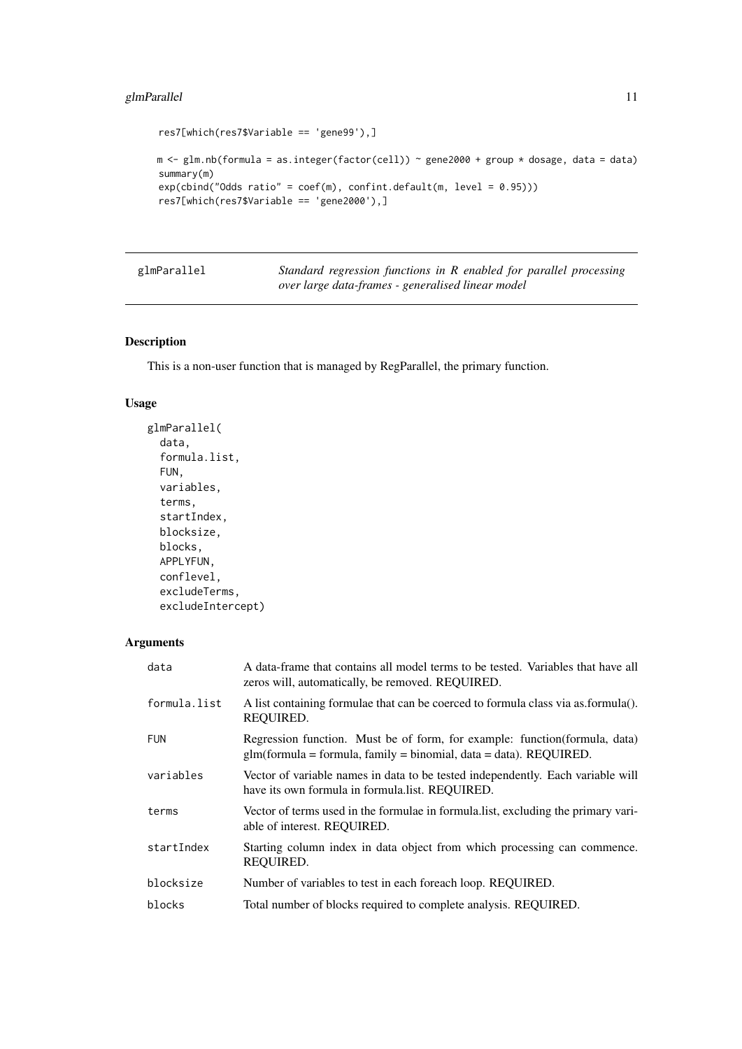```
res7[which(res7$Variable == 'gene99'),]

m <- glm.nb(formula = as.integer(factor(cell)) ~ gene2000 + group * dosage, data = data)
summary(m)
exp(cbind("Odds ratio" = coef(m), confint.default(m, level = 0.95)))
res7[which(res7$Variable == 'gene2000'),]
```

---

## glmParallel

*Standard regression functions in R enabled for parallel processing over large data-frames - generalised linear model*

---

### Description

This is a non-user function that is managed by RegParallel, the primary function.

### Usage

```
glmParallel(
  data,
  formula.list,
  FUN,
  variables,
  terms,
  startIndex,
  blocksize,
  blocks,
  APPLYFUN,
  conflevel,
  excludeTerms,
  excludeIntercept)
```

### Arguments

| | |
|---|---|
| data | A data-frame that contains all model terms to be tested. Variables that have all zeros will, automatically, be removed. REQUIRED. |
| formula.list | A list containing formulae that can be coerced to formula class via as.formula(). REQUIRED. |
| FUN | Regression function. Must be of form, for example: function(formula, data) glm(formula = formula, family = binomial, data = data). REQUIRED. |
| variables | Vector of variable names in data to be tested independently. Each variable will have its own formula in formula.list. REQUIRED. |
| terms | Vector of terms used in the formulae in formula.list, excluding the primary variable of interest. REQUIRED. |
| startIndex | Starting column index in data object from which processing can commence. REQUIRED. |
| blocksize | Number of variables to test in each foreach loop. REQUIRED. |
| blocks | Total number of blocks required to complete analysis. REQUIRED. |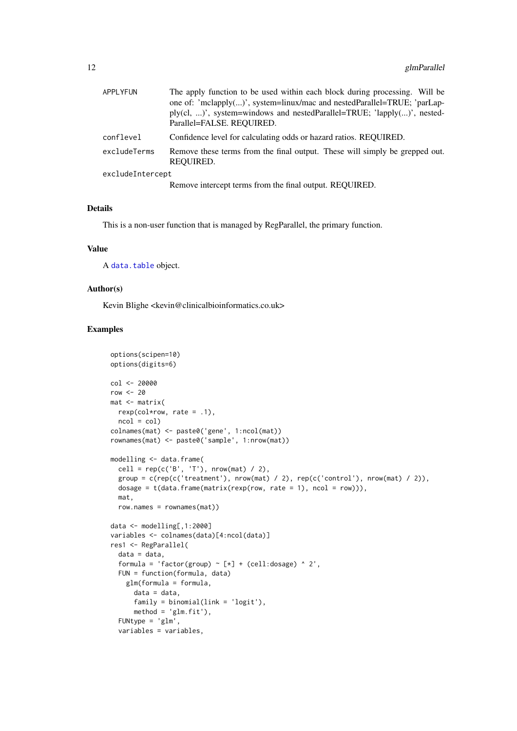| | |
|---|---|
| APPLYFUN | The apply function to be used within each block during processing. Will be one of: 'mclapply(...)', system=linux/mac and nestedParallel=TRUE; 'parLapply(cl, ...)', system=windows and nestedParallel=TRUE; 'lapply(...)', nestedParallel=FALSE. REQUIRED. |
| conflevel | Confidence level for calculating odds or hazard ratios. REQUIRED. |
| excludeTerms | Remove these terms from the final output. These will simply be grepped out. REQUIRED. |
| excludeIntercept | Remove intercept terms from the final output. REQUIRED. |

### Details

This is a non-user function that is managed by RegParallel, the primary function.

### Value

A `data.table` object.

### Author(s)

Kevin Blighe <kevin@clinicalbioinformatics.co.uk>

### Examples

```
options(scipen=10)
options(digits=6)

col <- 20000
row <- 20
mat <- matrix(
  rexp(col*row, rate = .1),
  ncol = col)
colnames(mat) <- paste0('gene', 1:ncol(mat))
rownames(mat) <- paste0('sample', 1:nrow(mat))

modelling <- data.frame(
  cell = rep(c('B', 'T'), nrow(mat) / 2),
  group = c(rep(c('treatment'), nrow(mat) / 2), rep(c('control'), nrow(mat) / 2)),
  dosage = t(data.frame(matrix(rexp(row, rate = 1), ncol = row))),
  mat,
  row.names = rownames(mat))

data <- modelling[,1:2000]
variables <- colnames(data)[4:ncol(data)]
res1 <- RegParallel(
  data = data,
  formula = 'factor(group) ~ [*] + (cell:dosage) ^ 2',
  FUN = function(formula, data)
    glm(formula = formula,
      data = data,
      family = binomial(link = 'logit'),
      method = 'glm.fit'),
  FUNtype = 'glm',
  variables = variables,
```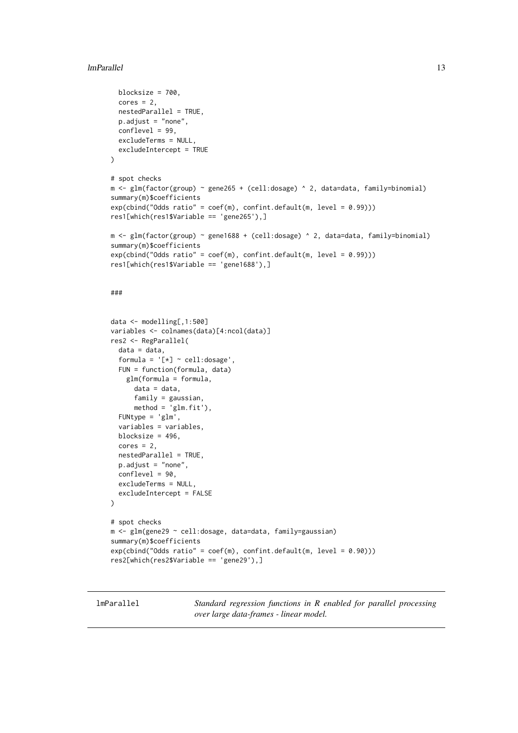```
  blocksize = 700,
  cores = 2,
  nestedParallel = TRUE,
  p.adjust = "none",
  conflevel = 99,
  excludeTerms = NULL,
  excludeIntercept = TRUE
)

# spot checks
m <- glm(factor(group) ~ gene265 + (cell:dosage) ^ 2, data=data, family=binomial)
summary(m)$coefficients
exp(cbind("Odds ratio" = coef(m), confint.default(m, level = 0.99)))
res1[which(res1$Variable == 'gene265'),]

m <- glm(factor(group) ~ gene1688 + (cell:dosage) ^ 2, data=data, family=binomial)
summary(m)$coefficients
exp(cbind("Odds ratio" = coef(m), confint.default(m, level = 0.99)))
res1[which(res1$Variable == 'gene1688'),]


###


data <- modelling[,1:500]
variables <- colnames(data)[4:ncol(data)]
res2 <- RegParallel(
  data = data,
  formula = '[*] ~ cell:dosage',
  FUN = function(formula, data)
    glm(formula = formula,
      data = data,
      family = gaussian,
      method = 'glm.fit'),
  FUNtype = 'glm',
  variables = variables,
  blocksize = 496,
  cores = 2,
  nestedParallel = TRUE,
  p.adjust = "none",
  conflevel = 90,
  excludeTerms = NULL,
  excludeIntercept = FALSE
)

# spot checks
m <- glm(gene29 ~ cell:dosage, data=data, family=gaussian)
summary(m)$coefficients
exp(cbind("Odds ratio" = coef(m), confint.default(m, level = 0.90)))
res2[which(res2$Variable == 'gene29'),]
```

---

## lmParallel

*Standard regression functions in R enabled for parallel processing over large data-frames - linear model.*

---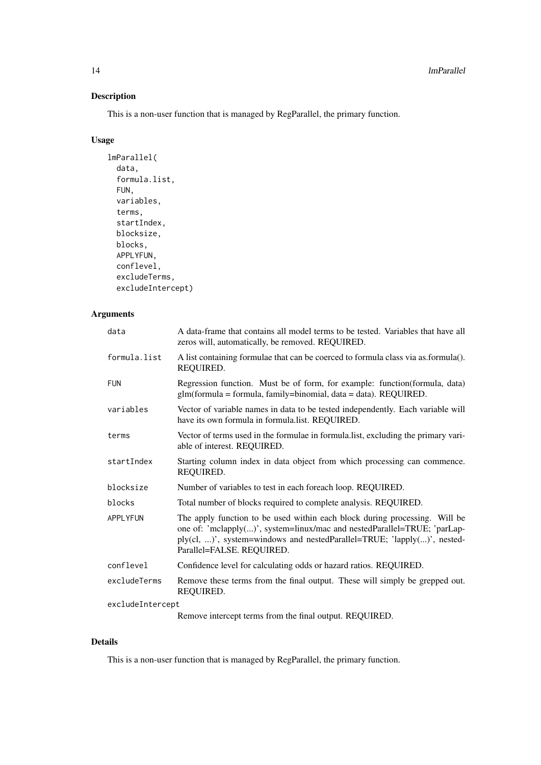## Description

This is a non-user function that is managed by RegParallel, the primary function.

## Usage

```
lmParallel(
  data,
  formula.list,
  FUN,
  variables,
  terms,
  startIndex,
  blocksize,
  blocks,
  APPLYFUN,
  conflevel,
  excludeTerms,
  excludeIntercept)
```

## Arguments

| | |
|---|---|
| data | A data-frame that contains all model terms to be tested. Variables that have all zeros will, automatically, be removed. REQUIRED. |
| formula.list | A list containing formulae that can be coerced to formula class via as.formula(). REQUIRED. |
| FUN | Regression function. Must be of form, for example: function(formula, data) glm(formula = formula, family=binomial, data = data). REQUIRED. |
| variables | Vector of variable names in data to be tested independently. Each variable will have its own formula in formula.list. REQUIRED. |
| terms | Vector of terms used in the formulae in formula.list, excluding the primary variable of interest. REQUIRED. |
| startIndex | Starting column index in data object from which processing can commence. REQUIRED. |
| blocksize | Number of variables to test in each foreach loop. REQUIRED. |
| blocks | Total number of blocks required to complete analysis. REQUIRED. |
| APPLYFUN | The apply function to be used within each block during processing. Will be one of: 'mclapply(...)', system=linux/mac and nestedParallel=TRUE; 'parLapply(cl, ...)', system=windows and nestedParallel=TRUE; 'lapply(...)', nestedParallel=FALSE. REQUIRED. |
| conflevel | Confidence level for calculating odds or hazard ratios. REQUIRED. |
| excludeTerms | Remove these terms from the final output. These will simply be grepped out. REQUIRED. |
| excludeIntercept | Remove intercept terms from the final output. REQUIRED. |

## Details

This is a non-user function that is managed by RegParallel, the primary function.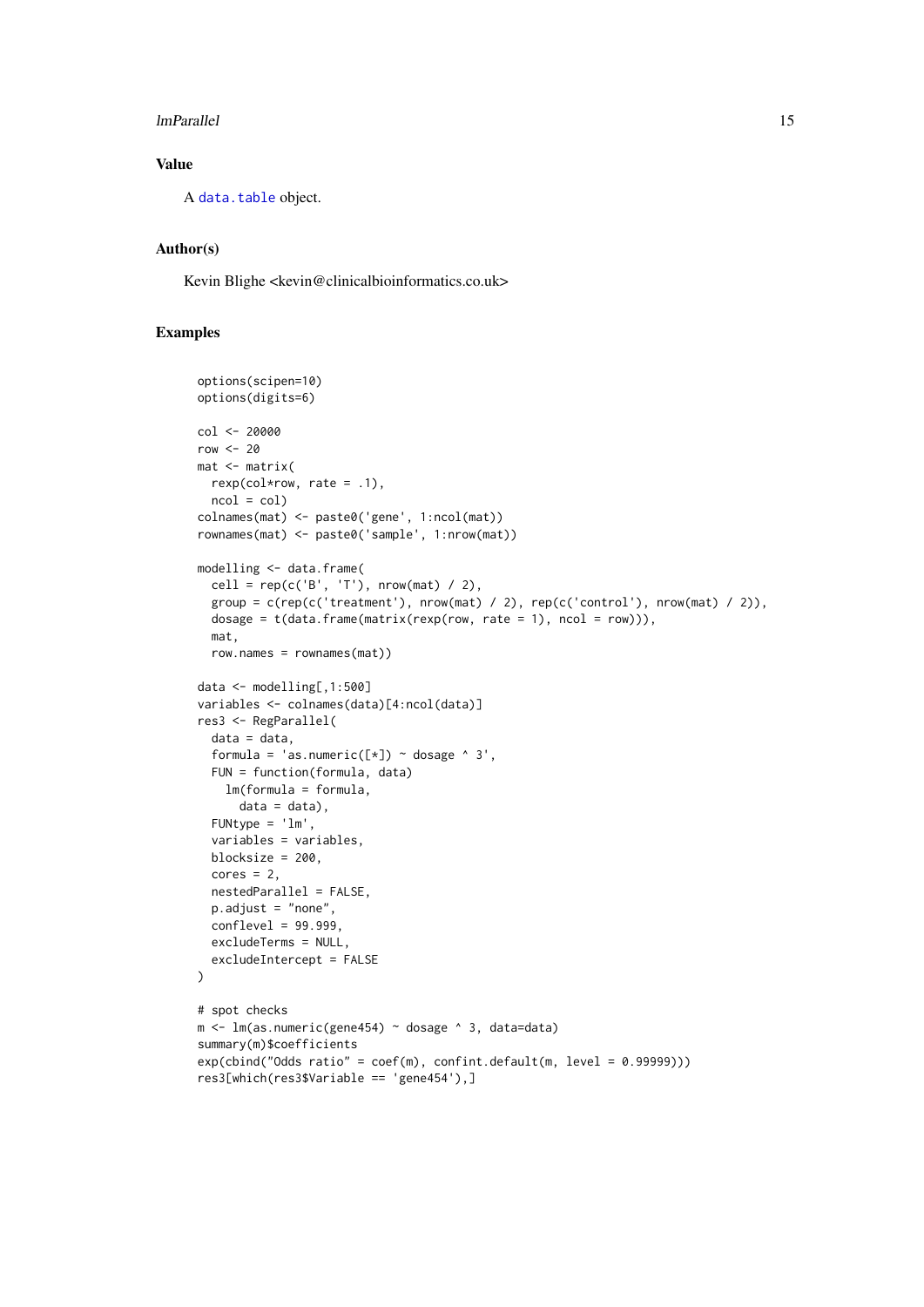## Value

A `data.table` object.

## Author(s)

Kevin Blighe <kevin@clinicalbioinformatics.co.uk>

## Examples

```
options(scipen=10)
options(digits=6)

col <- 20000
row <- 20
mat <- matrix(
  rexp(col*row, rate = .1),
  ncol = col)
colnames(mat) <- paste0('gene', 1:ncol(mat))
rownames(mat) <- paste0('sample', 1:nrow(mat))

modelling <- data.frame(
  cell = rep(c('B', 'T'), nrow(mat) / 2),
  group = c(rep(c('treatment'), nrow(mat) / 2), rep(c('control'), nrow(mat) / 2)),
  dosage = t(data.frame(matrix(rexp(row, rate = 1), ncol = row))),
  mat,
  row.names = rownames(mat))

data <- modelling[,1:500]
variables <- colnames(data)[4:ncol(data)]
res3 <- RegParallel(
  data = data,
  formula = 'as.numeric([*]) ~ dosage ^ 3',
  FUN = function(formula, data)
    lm(formula = formula,
      data = data),
  FUNtype = 'lm',
  variables = variables,
  blocksize = 200,
  cores = 2,
  nestedParallel = FALSE,
  p.adjust = "none",
  conflevel = 99.999,
  excludeTerms = NULL,
  excludeIntercept = FALSE
)

# spot checks
m <- lm(as.numeric(gene454) ~ dosage ^ 3, data=data)
summary(m)$coefficients
exp(cbind("Odds ratio" = coef(m), confint.default(m, level = 0.99999)))
res3[which(res3$Variable == 'gene454'),]
```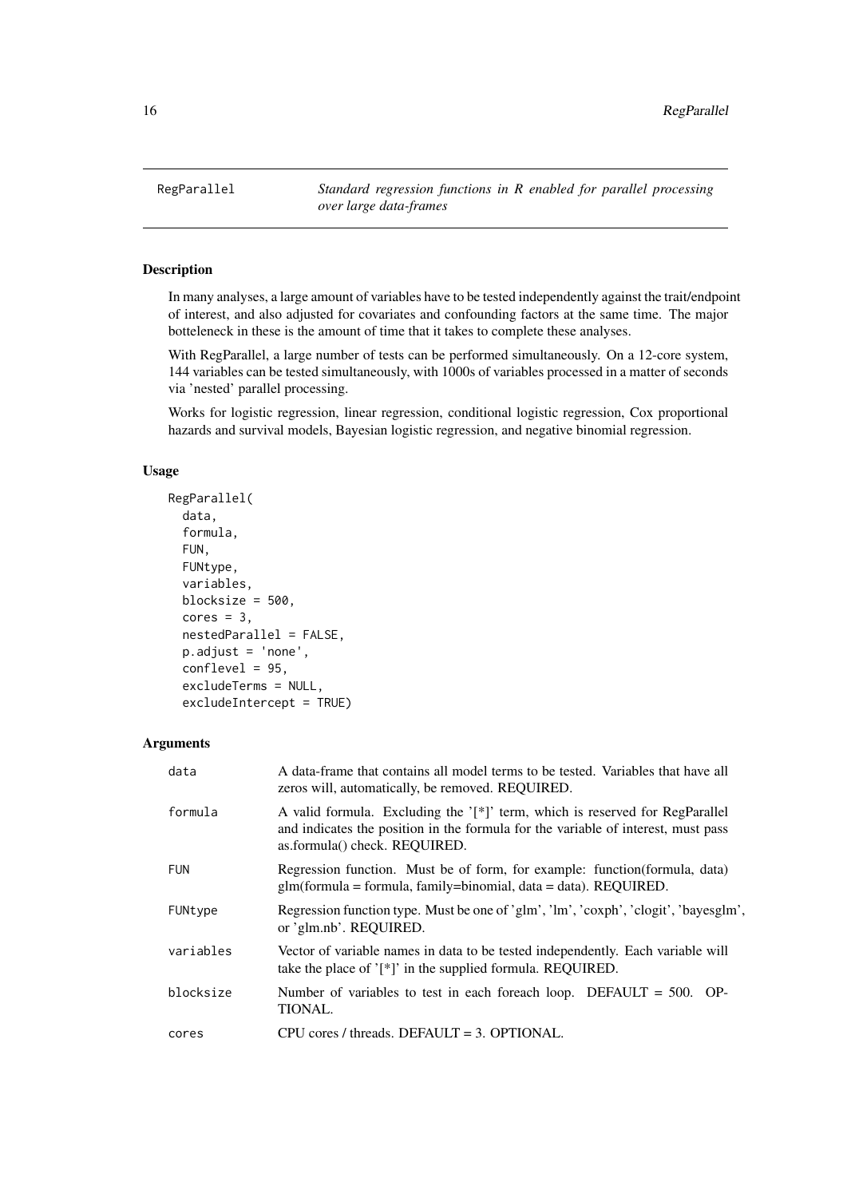## RegParallel

*Standard regression functions in R enabled for parallel processing over large data-frames*

### Description

In many analyses, a large amount of variables have to be tested independently against the trait/endpoint of interest, and also adjusted for covariates and confounding factors at the same time. The major botteleneck in these is the amount of time that it takes to complete these analyses.

With RegParallel, a large number of tests can be performed simultaneously. On a 12-core system, 144 variables can be tested simultaneously, with 1000s of variables processed in a matter of seconds via 'nested' parallel processing.

Works for logistic regression, linear regression, conditional logistic regression, Cox proportional hazards and survival models, Bayesian logistic regression, and negative binomial regression.

### Usage

```
RegParallel(
  data,
  formula,
  FUN,
  FUNtype,
  variables,
  blocksize = 500,
  cores = 3,
  nestedParallel = FALSE,
  p.adjust = 'none',
  conflevel = 95,
  excludeTerms = NULL,
  excludeIntercept = TRUE)
```

### Arguments

| | |
|---|---|
| `data` | A data-frame that contains all model terms to be tested. Variables that have all zeros will, automatically, be removed. REQUIRED. |
| `formula` | A valid formula. Excluding the '[*]' term, which is reserved for RegParallel and indicates the position in the formula for the variable of interest, must pass as.formula() check. REQUIRED. |
| `FUN` | Regression function. Must be of form, for example: function(formula, data) glm(formula = formula, family=binomial, data = data). REQUIRED. |
| `FUNtype` | Regression function type. Must be one of 'glm', 'lm', 'coxph', 'clogit', 'bayesglm', or 'glm.nb'. REQUIRED. |
| `variables` | Vector of variable names in data to be tested independently. Each variable will take the place of '[*]' in the supplied formula. REQUIRED. |
| `blocksize` | Number of variables to test in each foreach loop. DEFAULT = 500. OPTIONAL. |
| `cores` | CPU cores / threads. DEFAULT = 3. OPTIONAL. |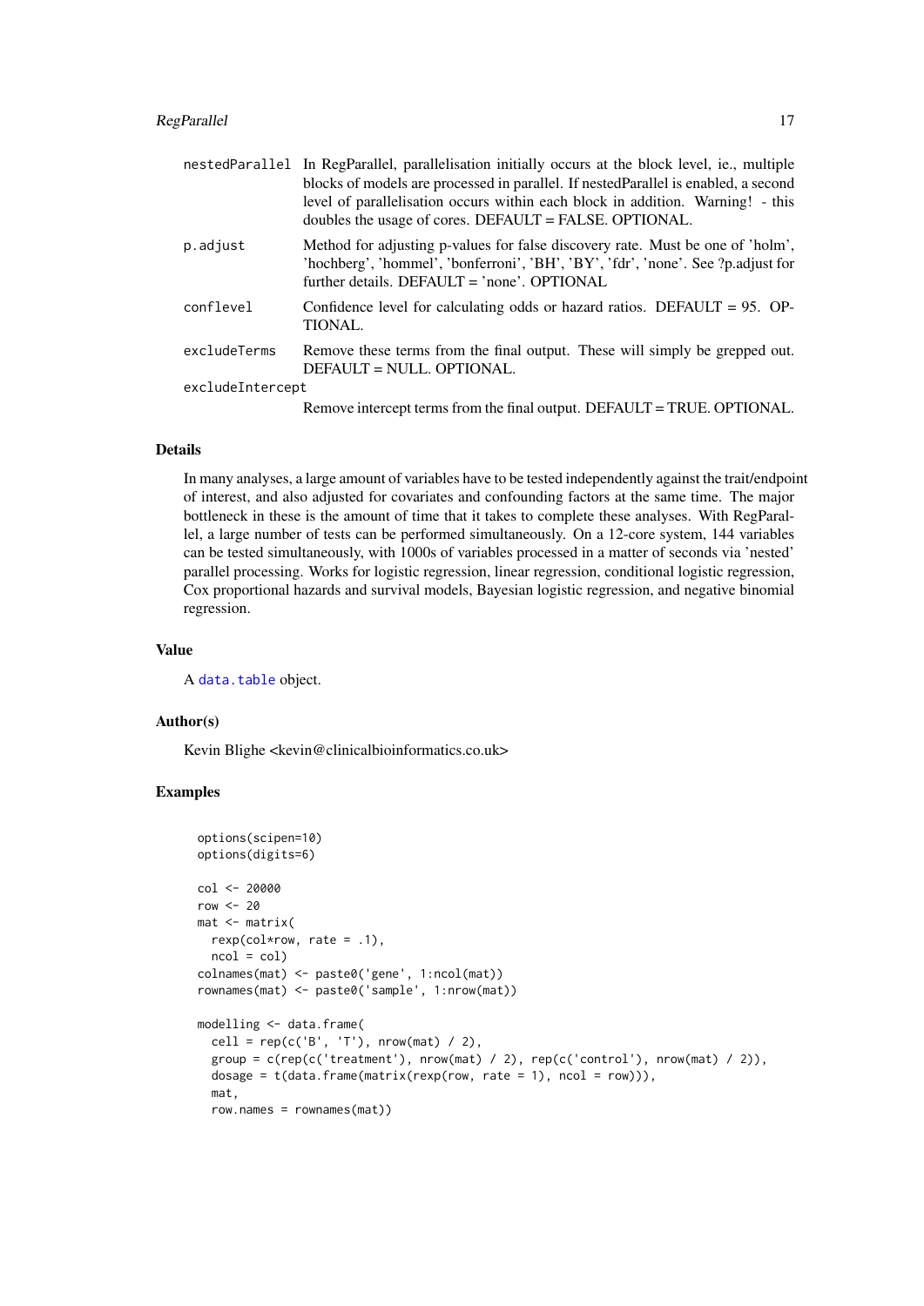| | |
|---|---|
| nestedParallel | In RegParallel, parallelisation initially occurs at the block level, ie., multiple blocks of models are processed in parallel. If nestedParallel is enabled, a second level of parallelisation occurs within each block in addition. Warning! - this doubles the usage of cores. DEFAULT = FALSE. OPTIONAL. |
| p.adjust | Method for adjusting p-values for false discovery rate. Must be one of 'holm', 'hochberg', 'hommel', 'bonferroni', 'BH', 'BY', 'fdr', 'none'. See ?p.adjust for further details. DEFAULT = 'none'. OPTIONAL |
| conflevel | Confidence level for calculating odds or hazard ratios. DEFAULT = 95. OPTIONAL. |
| excludeTerms | Remove these terms from the final output. These will simply be grepped out. DEFAULT = NULL. OPTIONAL. |
| excludeIntercept | Remove intercept terms from the final output. DEFAULT = TRUE. OPTIONAL. |

### Details

In many analyses, a large amount of variables have to be tested independently against the trait/endpoint of interest, and also adjusted for covariates and confounding factors at the same time. The major bottleneck in these is the amount of time that it takes to complete these analyses. With RegParallel, a large number of tests can be performed simultaneously. On a 12-core system, 144 variables can be tested simultaneously, with 1000s of variables processed in a matter of seconds via 'nested' parallel processing. Works for logistic regression, linear regression, conditional logistic regression, Cox proportional hazards and survival models, Bayesian logistic regression, and negative binomial regression.

### Value

A data.table object.

### Author(s)

Kevin Blighe <kevin@clinicalbioinformatics.co.uk>

### Examples

```
options(scipen=10)
options(digits=6)

col <- 20000
row <- 20
mat <- matrix(
  rexp(col*row, rate = .1),
  ncol = col)
colnames(mat) <- paste0('gene', 1:ncol(mat))
rownames(mat) <- paste0('sample', 1:nrow(mat))

modelling <- data.frame(
  cell = rep(c('B', 'T'), nrow(mat) / 2),
  group = c(rep(c('treatment'), nrow(mat) / 2), rep(c('control'), nrow(mat) / 2)),
  dosage = t(data.frame(matrix(rexp(row, rate = 1), ncol = row))),
  mat,
  row.names = rownames(mat))
```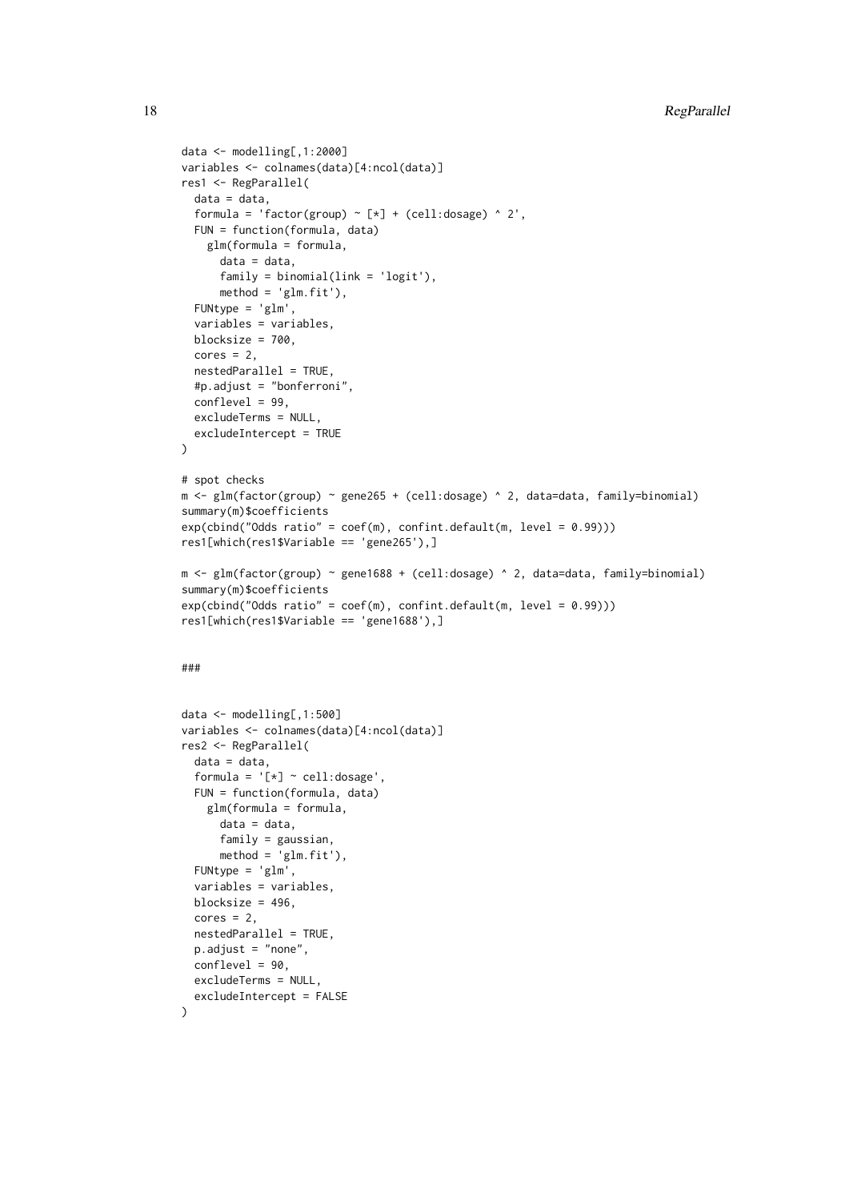```
data <- modelling[,1:2000]
variables <- colnames(data)[4:ncol(data)]
res1 <- RegParallel(
  data = data,
  formula = 'factor(group) ~ [*] + (cell:dosage) ^ 2',
  FUN = function(formula, data)
    glm(formula = formula,
      data = data,
      family = binomial(link = 'logit'),
      method = 'glm.fit'),
  FUNtype = 'glm',
  variables = variables,
  blocksize = 700,
  cores = 2,
  nestedParallel = TRUE,
  #p.adjust = "bonferroni",
  conflevel = 99,
  excludeTerms = NULL,
  excludeIntercept = TRUE
)

# spot checks
m <- glm(factor(group) ~ gene265 + (cell:dosage) ^ 2, data=data, family=binomial)
summary(m)$coefficients
exp(cbind("Odds ratio" = coef(m), confint.default(m, level = 0.99)))
res1[which(res1$Variable == 'gene265'),]

m <- glm(factor(group) ~ gene1688 + (cell:dosage) ^ 2, data=data, family=binomial)
summary(m)$coefficients
exp(cbind("Odds ratio" = coef(m), confint.default(m, level = 0.99)))
res1[which(res1$Variable == 'gene1688'),]


###


data <- modelling[,1:500]
variables <- colnames(data)[4:ncol(data)]
res2 <- RegParallel(
  data = data,
  formula = '[*] ~ cell:dosage',
  FUN = function(formula, data)
    glm(formula = formula,
      data = data,
      family = gaussian,
      method = 'glm.fit'),
  FUNtype = 'glm',
  variables = variables,
  blocksize = 496,
  cores = 2,
  nestedParallel = TRUE,
  p.adjust = "none",
  conflevel = 90,
  excludeTerms = NULL,
  excludeIntercept = FALSE
)
```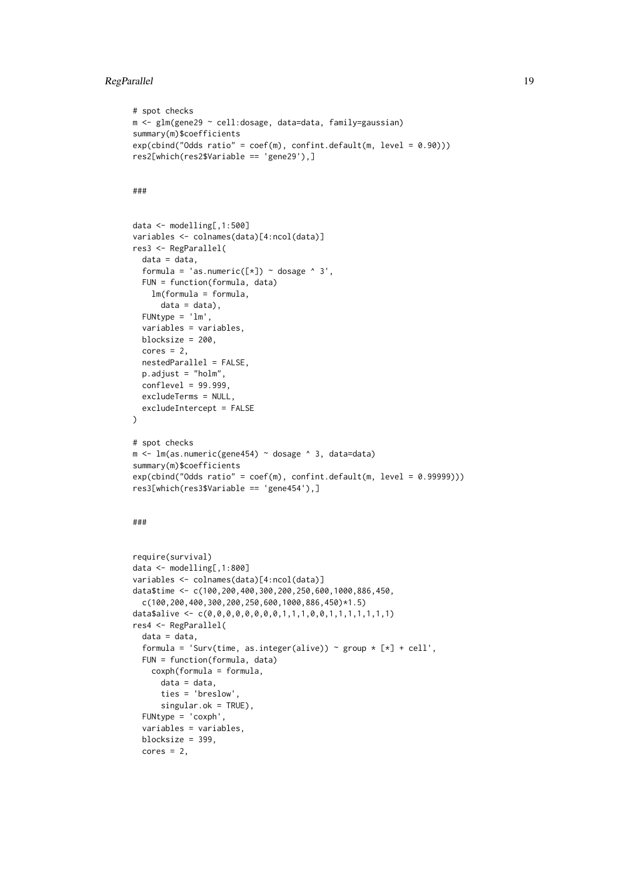```
# spot checks
m <- glm(gene29 ~ cell:dosage, data=data, family=gaussian)
summary(m)$coefficients
exp(cbind("Odds ratio" = coef(m), confint.default(m, level = 0.90)))
res2[which(res2$Variable == 'gene29'),]


###


data <- modelling[,1:500]
variables <- colnames(data)[4:ncol(data)]
res3 <- RegParallel(
  data = data,
  formula = 'as.numeric([*]) ~ dosage ^ 3',
  FUN = function(formula, data)
    lm(formula = formula,
      data = data),
  FUNtype = 'lm',
  variables = variables,
  blocksize = 200,
  cores = 2,
  nestedParallel = FALSE,
  p.adjust = "holm",
  conflevel = 99.999,
  excludeTerms = NULL,
  excludeIntercept = FALSE
)

# spot checks
m <- lm(as.numeric(gene454) ~ dosage ^ 3, data=data)
summary(m)$coefficients
exp(cbind("Odds ratio" = coef(m), confint.default(m, level = 0.99999)))
res3[which(res3$Variable == 'gene454'),]


###


require(survival)
data <- modelling[,1:800]
variables <- colnames(data)[4:ncol(data)]
data$time <- c(100,200,400,300,200,250,600,1000,886,450,
  c(100,200,400,300,200,250,600,1000,886,450)*1.5)
data$alive <- c(0,0,0,0,0,0,0,0,1,1,1,0,0,1,1,1,1,1,1,1)
res4 <- RegParallel(
  data = data,
  formula = 'Surv(time, as.integer(alive)) ~ group * [*] + cell',
  FUN = function(formula, data)
    coxph(formula = formula,
      data = data,
      ties = 'breslow',
      singular.ok = TRUE),
  FUNtype = 'coxph',
  variables = variables,
  blocksize = 399,
  cores = 2,
```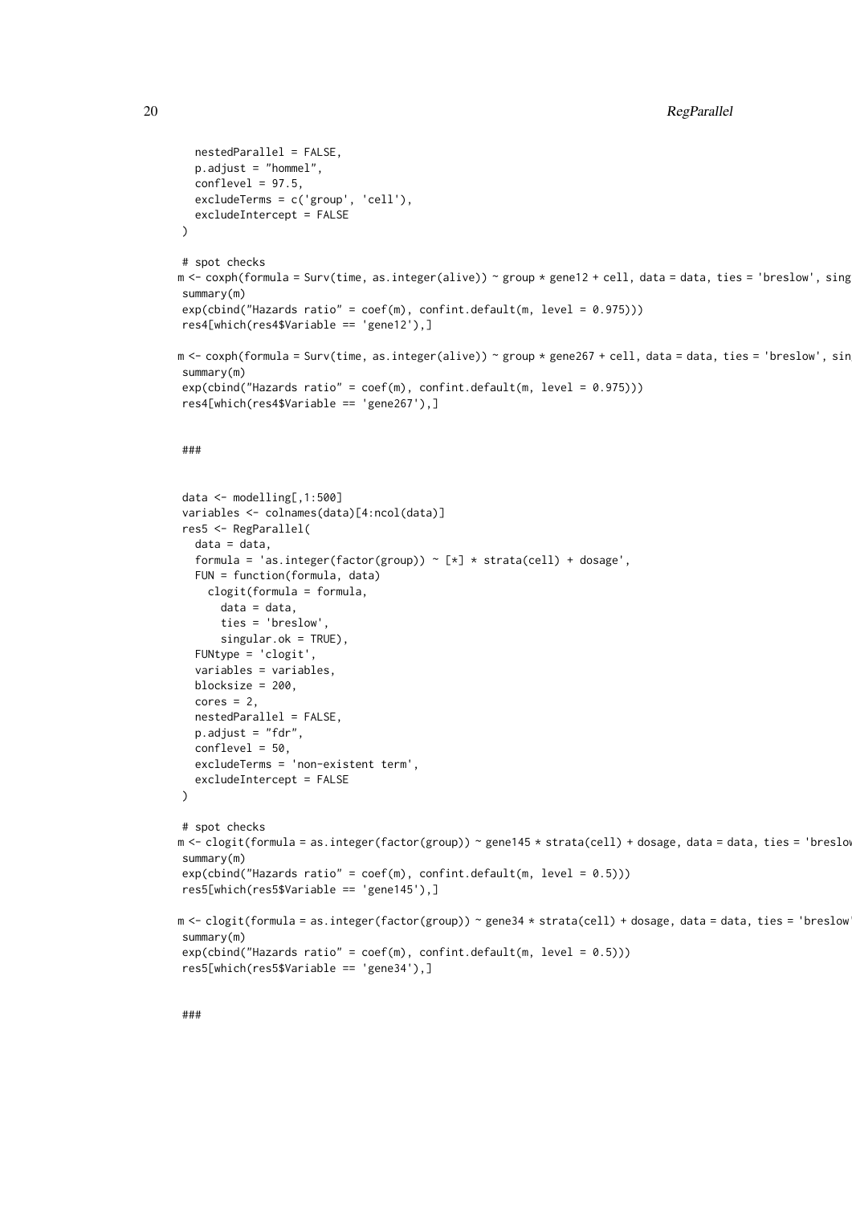```
  nestedParallel = FALSE,
  p.adjust = "hommel",
  conflevel = 97.5,
  excludeTerms = c('group', 'cell'),
  excludeIntercept = FALSE
)

# spot checks
m <- coxph(formula = Surv(time, as.integer(alive)) ~ group * gene12 + cell, data = data, ties = 'breslow', sing
summary(m)
exp(cbind("Hazards ratio" = coef(m), confint.default(m, level = 0.975)))
res4[which(res4$Variable == 'gene12'),]

m <- coxph(formula = Surv(time, as.integer(alive)) ~ group * gene267 + cell, data = data, ties = 'breslow', sin
summary(m)
exp(cbind("Hazards ratio" = coef(m), confint.default(m, level = 0.975)))
res4[which(res4$Variable == 'gene267'),]


###


data <- modelling[,1:500]
variables <- colnames(data)[4:ncol(data)]
res5 <- RegParallel(
  data = data,
  formula = 'as.integer(factor(group)) ~ [*] * strata(cell) + dosage',
  FUN = function(formula, data)
    clogit(formula = formula,
      data = data,
      ties = 'breslow',
      singular.ok = TRUE),
  FUNtype = 'clogit',
  variables = variables,
  blocksize = 200,
  cores = 2,
  nestedParallel = FALSE,
  p.adjust = "fdr",
  conflevel = 50,
  excludeTerms = 'non-existent term',
  excludeIntercept = FALSE
)

# spot checks
m <- clogit(formula = as.integer(factor(group)) ~ gene145 * strata(cell) + dosage, data = data, ties = 'breslow
summary(m)
exp(cbind("Hazards ratio" = coef(m), confint.default(m, level = 0.5)))
res5[which(res5$Variable == 'gene145'),]

m <- clogit(formula = as.integer(factor(group)) ~ gene34 * strata(cell) + dosage, data = data, ties = 'breslow'
summary(m)
exp(cbind("Hazards ratio" = coef(m), confint.default(m, level = 0.5)))
res5[which(res5$Variable == 'gene34'),]


###
```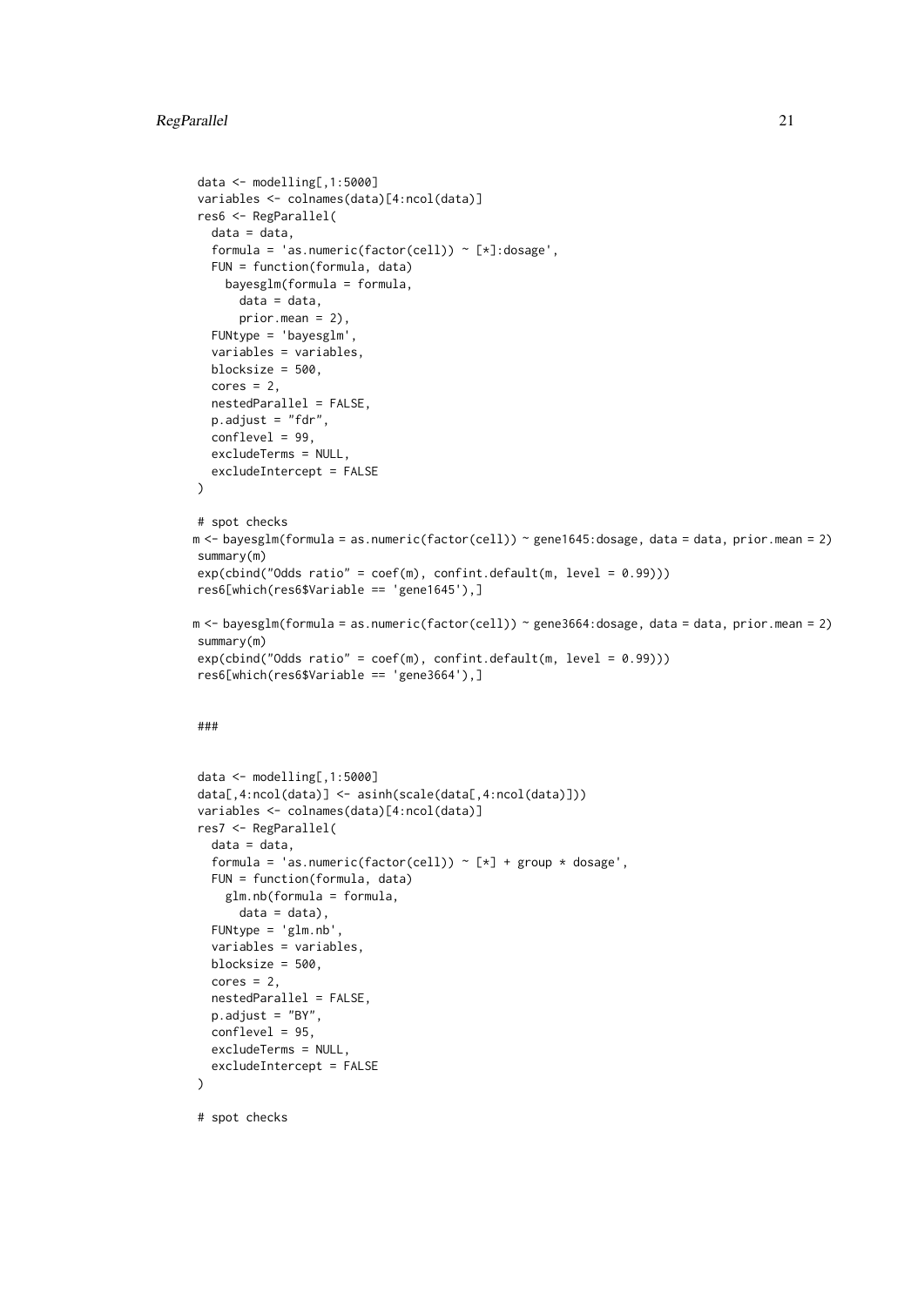```
data <- modelling[,1:5000]
variables <- colnames(data)[4:ncol(data)]
res6 <- RegParallel(
  data = data,
  formula = 'as.numeric(factor(cell)) ~ [*]:dosage',
  FUN = function(formula, data)
    bayesglm(formula = formula,
      data = data,
      prior.mean = 2),
  FUNtype = 'bayesglm',
  variables = variables,
  blocksize = 500,
  cores = 2,
  nestedParallel = FALSE,
  p.adjust = "fdr",
  conflevel = 99,
  excludeTerms = NULL,
  excludeIntercept = FALSE
)

# spot checks
m <- bayesglm(formula = as.numeric(factor(cell)) ~ gene1645:dosage, data = data, prior.mean = 2)
summary(m)
exp(cbind("Odds ratio" = coef(m), confint.default(m, level = 0.99)))
res6[which(res6$Variable == 'gene1645'),]

m <- bayesglm(formula = as.numeric(factor(cell)) ~ gene3664:dosage, data = data, prior.mean = 2)
summary(m)
exp(cbind("Odds ratio" = coef(m), confint.default(m, level = 0.99)))
res6[which(res6$Variable == 'gene3664'),]


###


data <- modelling[,1:5000]
data[,4:ncol(data)] <- asinh(scale(data[,4:ncol(data)]))
variables <- colnames(data)[4:ncol(data)]
res7 <- RegParallel(
  data = data,
  formula = 'as.numeric(factor(cell)) ~ [*] + group * dosage',
  FUN = function(formula, data)
    glm.nb(formula = formula,
      data = data),
  FUNtype = 'glm.nb',
  variables = variables,
  blocksize = 500,
  cores = 2,
  nestedParallel = FALSE,
  p.adjust = "BY",
  conflevel = 95,
  excludeTerms = NULL,
  excludeIntercept = FALSE
)

# spot checks
```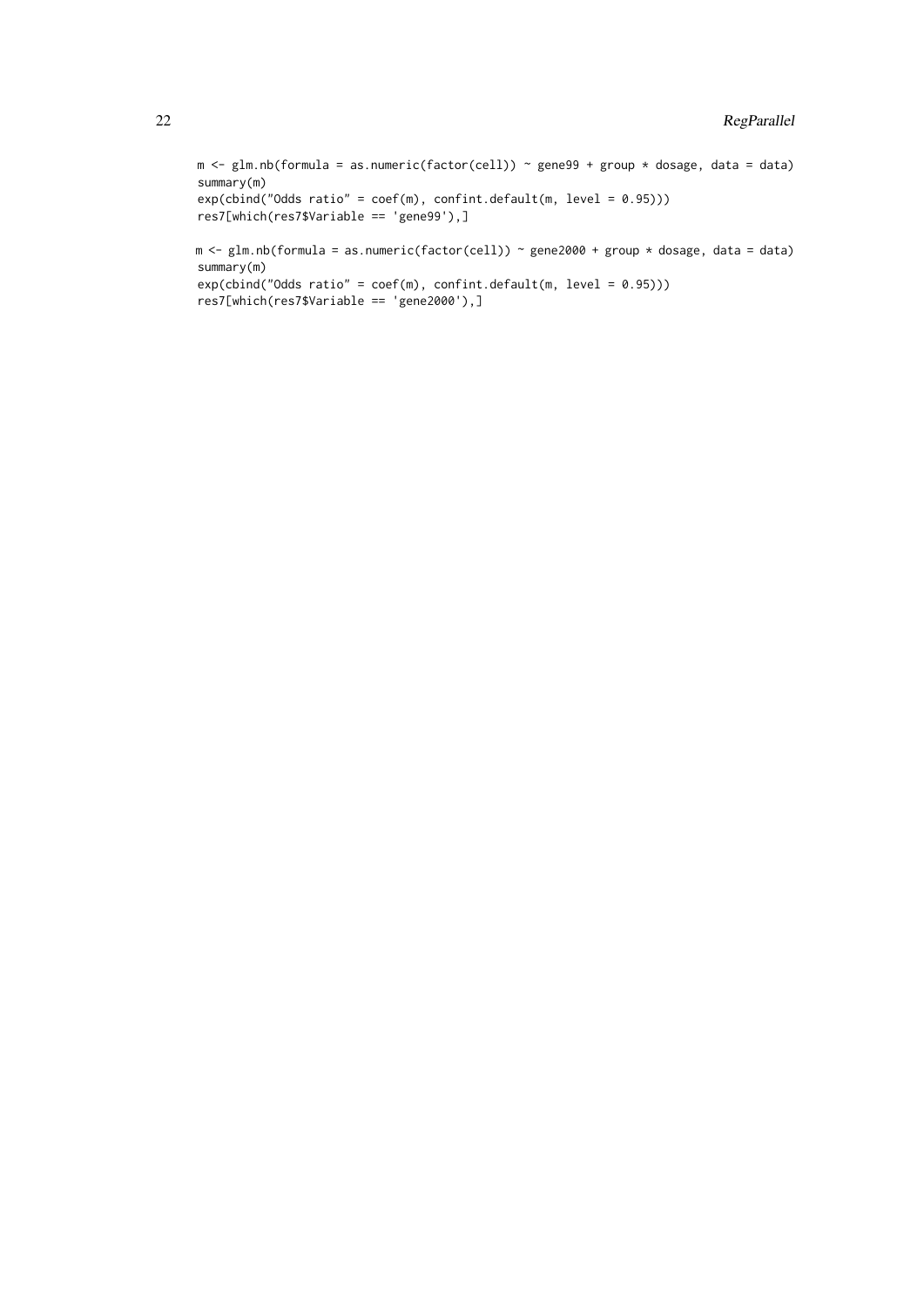```
m <- glm.nb(formula = as.numeric(factor(cell)) ~ gene99 + group * dosage, data = data)
summary(m)
exp(cbind("Odds ratio" = coef(m), confint.default(m, level = 0.95)))
res7[which(res7$Variable == 'gene99'),]

m <- glm.nb(formula = as.numeric(factor(cell)) ~ gene2000 + group * dosage, data = data)
summary(m)
exp(cbind("Odds ratio" = coef(m), confint.default(m, level = 0.95)))
res7[which(res7$Variable == 'gene2000'),]
```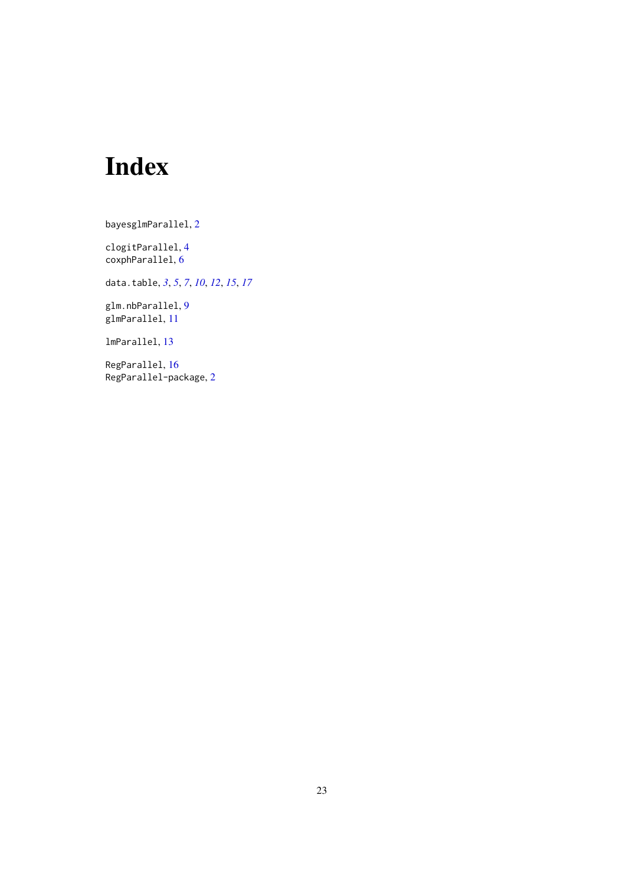# Index

bayesglmParallel, 2

clogitParallel, 4
coxphParallel, 6

data.table, *3*, *5*, *7*, *10*, *12*, *15*, *17*

glm.nbParallel, 9
glmParallel, 11

lmParallel, 13

RegParallel, 16
RegParallel-package, 2